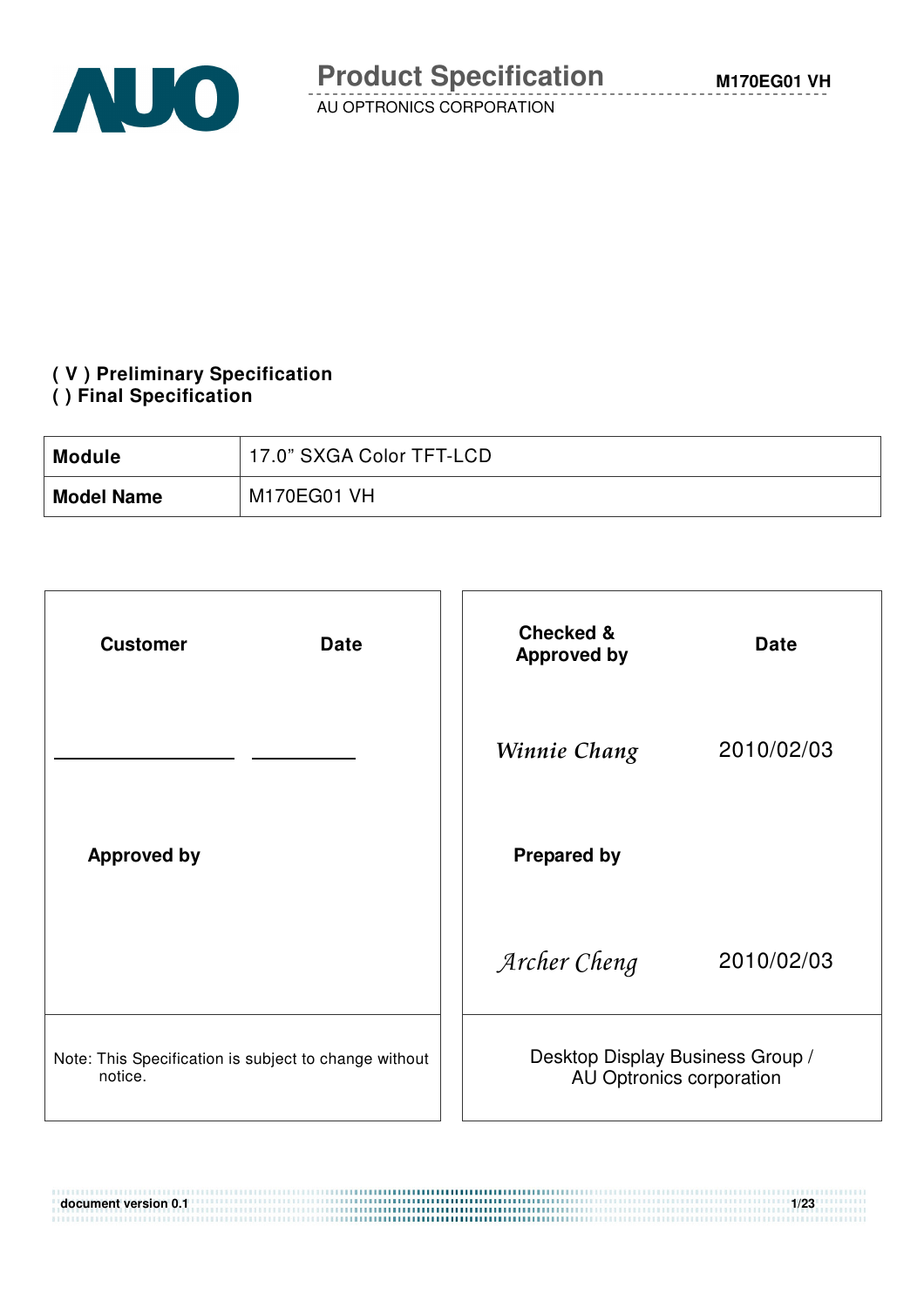# Product Specification

AU OPTRONICS CORPORATION

M170EG01 VH

**( V ) Preliminary Specification**
**( ) Final Specification**

| **Module** | 17.0" SXGA Color TFT-LCD |
|---|---|
| **Model Name** | M170EG01 VH |

| **Customer** | **Date** | **Checked & Approved by** | **Date** |
|---|---|---|---|
| ________ | ________ | *Winnie Chang* | 2010/02/03 |
| **Approved by** | | **Prepared by** | |
| | | *Archer Cheng* | 2010/02/03 |
| Note: This Specification is subject to change without notice. | | Desktop Display Business Group / AU Optronics corporation | |

document version 0.1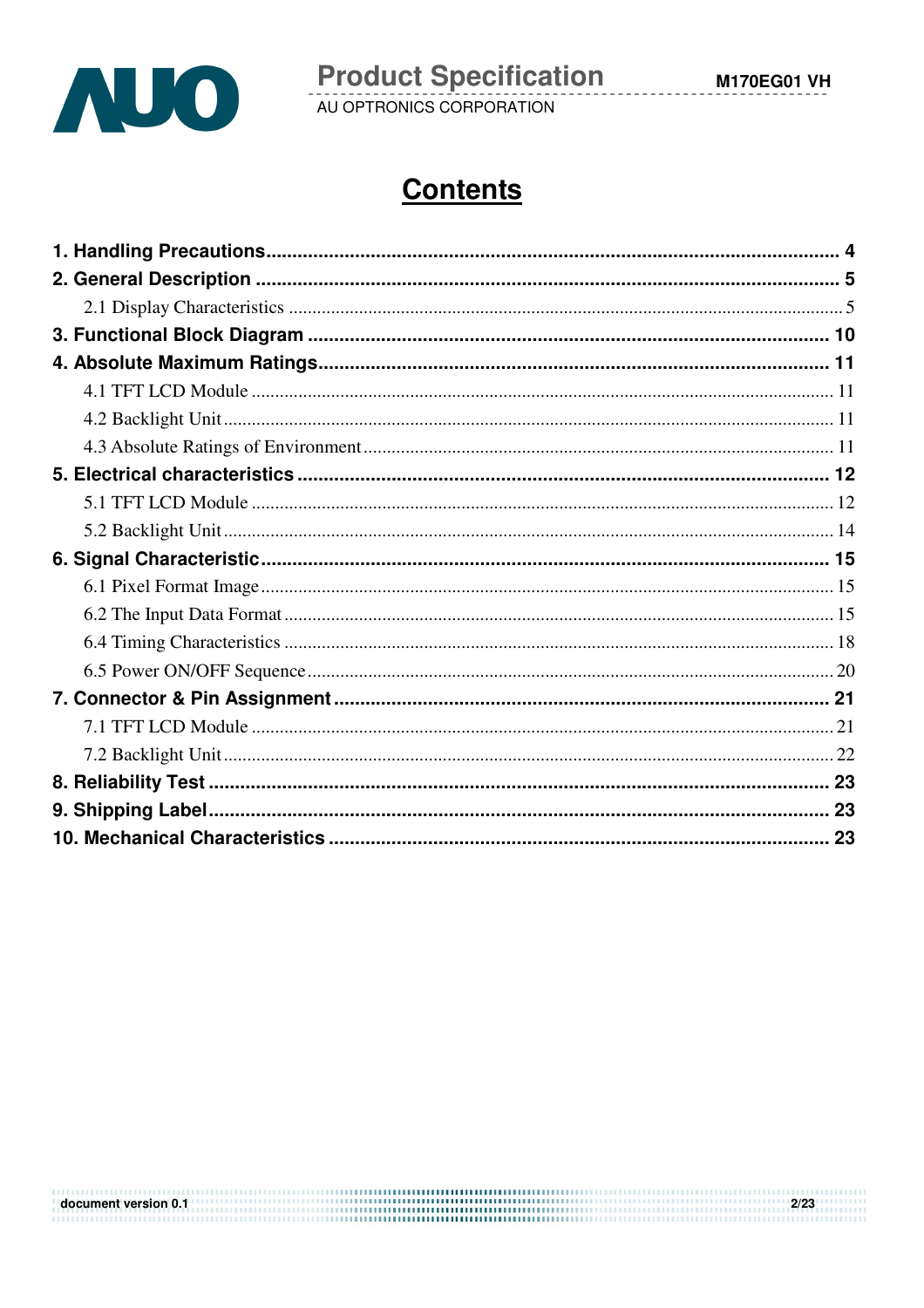# Contents

**1. Handling Precautions** .......... **4**

**2. General Description** .......... **5**

- 2.1 Display Characteristics .......... 5

**3. Functional Block Diagram** .......... **10**

**4. Absolute Maximum Ratings** .......... **11**

- 4.1 TFT LCD Module .......... 11
- 4.2 Backlight Unit .......... 11
- 4.3 Absolute Ratings of Environment .......... 11

**5. Electrical characteristics** .......... **12**

- 5.1 TFT LCD Module .......... 12
- 5.2 Backlight Unit .......... 14

**6. Signal Characteristic** .......... **15**

- 6.1 Pixel Format Image .......... 15
- 6.2 The Input Data Format .......... 15
- 6.4 Timing Characteristics .......... 18
- 6.5 Power ON/OFF Sequence .......... 20

**7. Connector & Pin Assignment** .......... **21**

- 7.1 TFT LCD Module .......... 21
- 7.2 Backlight Unit .......... 22

**8. Reliability Test** .......... **23**

**9. Shipping Label** .......... **23**

**10. Mechanical Characteristics** .......... **23**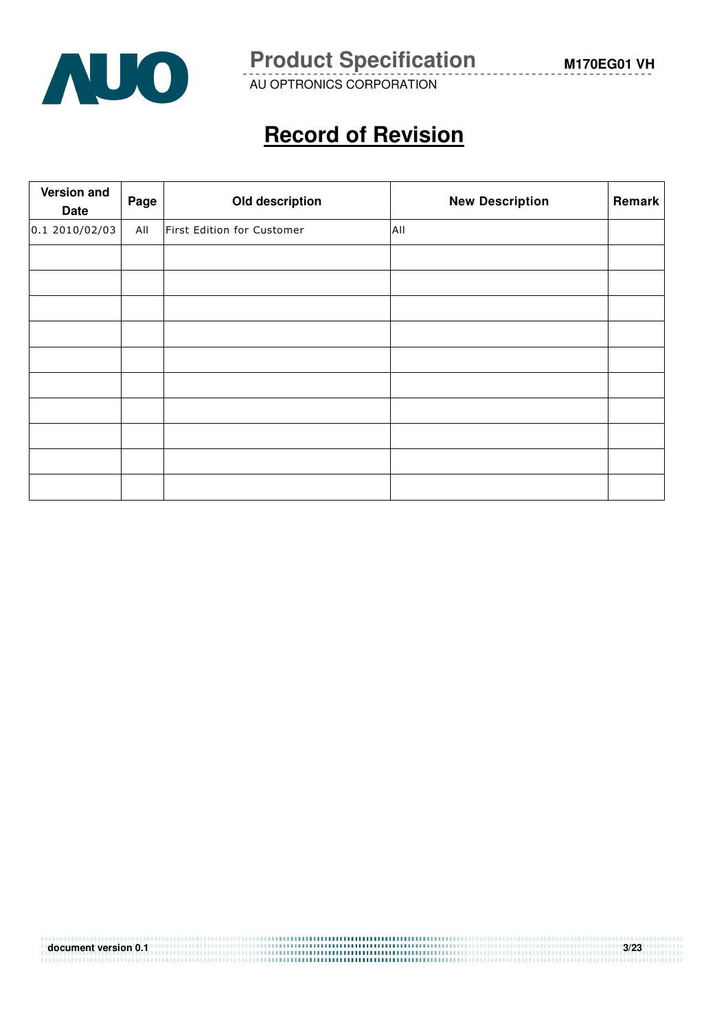# Record of Revision

| Version and Date | Page | Old description | New Description | Remark |
|---|---|---|---|---|
| 0.1 2010/02/03 | All | First Edition for Customer | All | |
| | | | | |
| | | | | |
| | | | | |
| | | | | |
| | | | | |
| | | | | |
| | | | | |
| | | | | |
| | | | | |
| | | | | |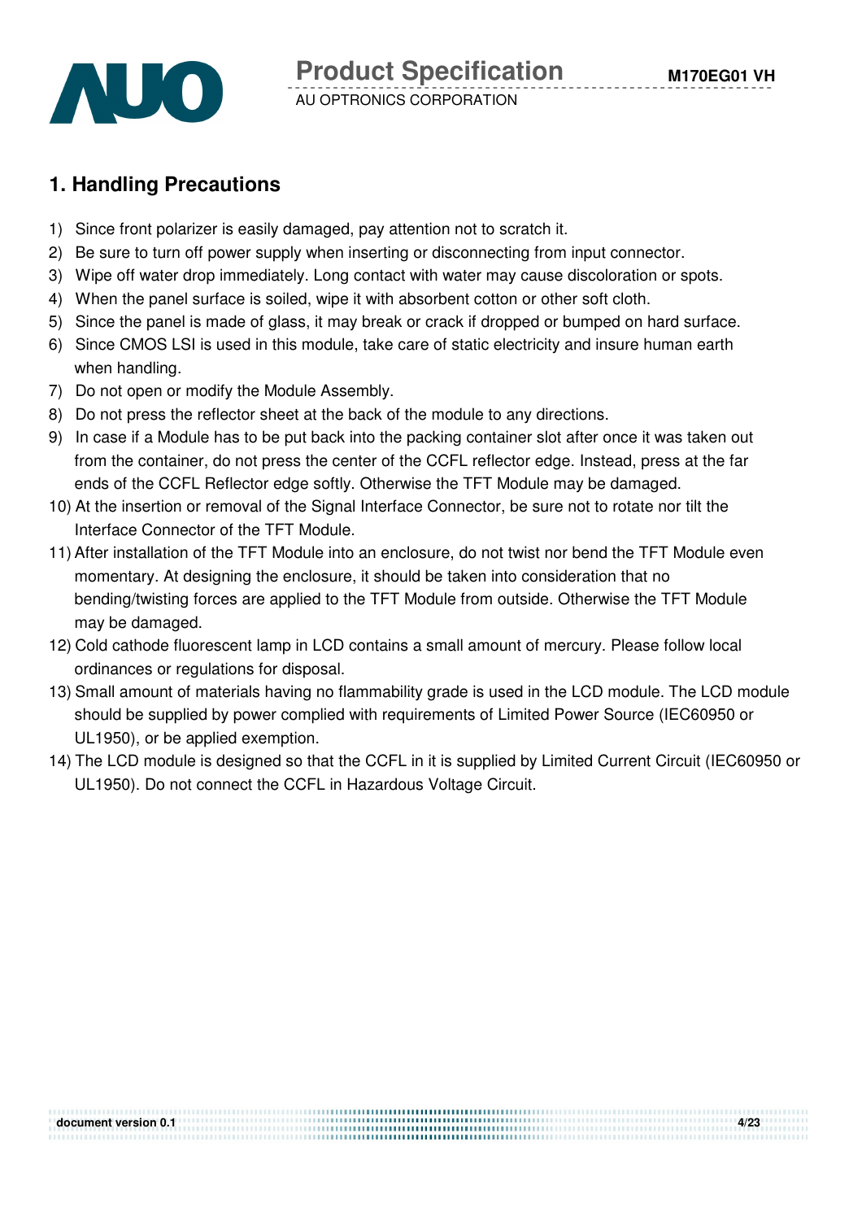## 1. Handling Precautions

1) Since front polarizer is easily damaged, pay attention not to scratch it.
2) Be sure to turn off power supply when inserting or disconnecting from input connector.
3) Wipe off water drop immediately. Long contact with water may cause discoloration or spots.
4) When the panel surface is soiled, wipe it with absorbent cotton or other soft cloth.
5) Since the panel is made of glass, it may break or crack if dropped or bumped on hard surface.
6) Since CMOS LSI is used in this module, take care of static electricity and insure human earth when handling.
7) Do not open or modify the Module Assembly.
8) Do not press the reflector sheet at the back of the module to any directions.
9) In case if a Module has to be put back into the packing container slot after once it was taken out from the container, do not press the center of the CCFL reflector edge. Instead, press at the far ends of the CCFL Reflector edge softly. Otherwise the TFT Module may be damaged.
10) At the insertion or removal of the Signal Interface Connector, be sure not to rotate nor tilt the Interface Connector of the TFT Module.
11) After installation of the TFT Module into an enclosure, do not twist nor bend the TFT Module even momentary. At designing the enclosure, it should be taken into consideration that no bending/twisting forces are applied to the TFT Module from outside. Otherwise the TFT Module may be damaged.
12) Cold cathode fluorescent lamp in LCD contains a small amount of mercury. Please follow local ordinances or regulations for disposal.
13) Small amount of materials having no flammability grade is used in the LCD module. The LCD module should be supplied by power complied with requirements of Limited Power Source (IEC60950 or UL1950), or be applied exemption.
14) The LCD module is designed so that the CCFL in it is supplied by Limited Current Circuit (IEC60950 or UL1950). Do not connect the CCFL in Hazardous Voltage Circuit.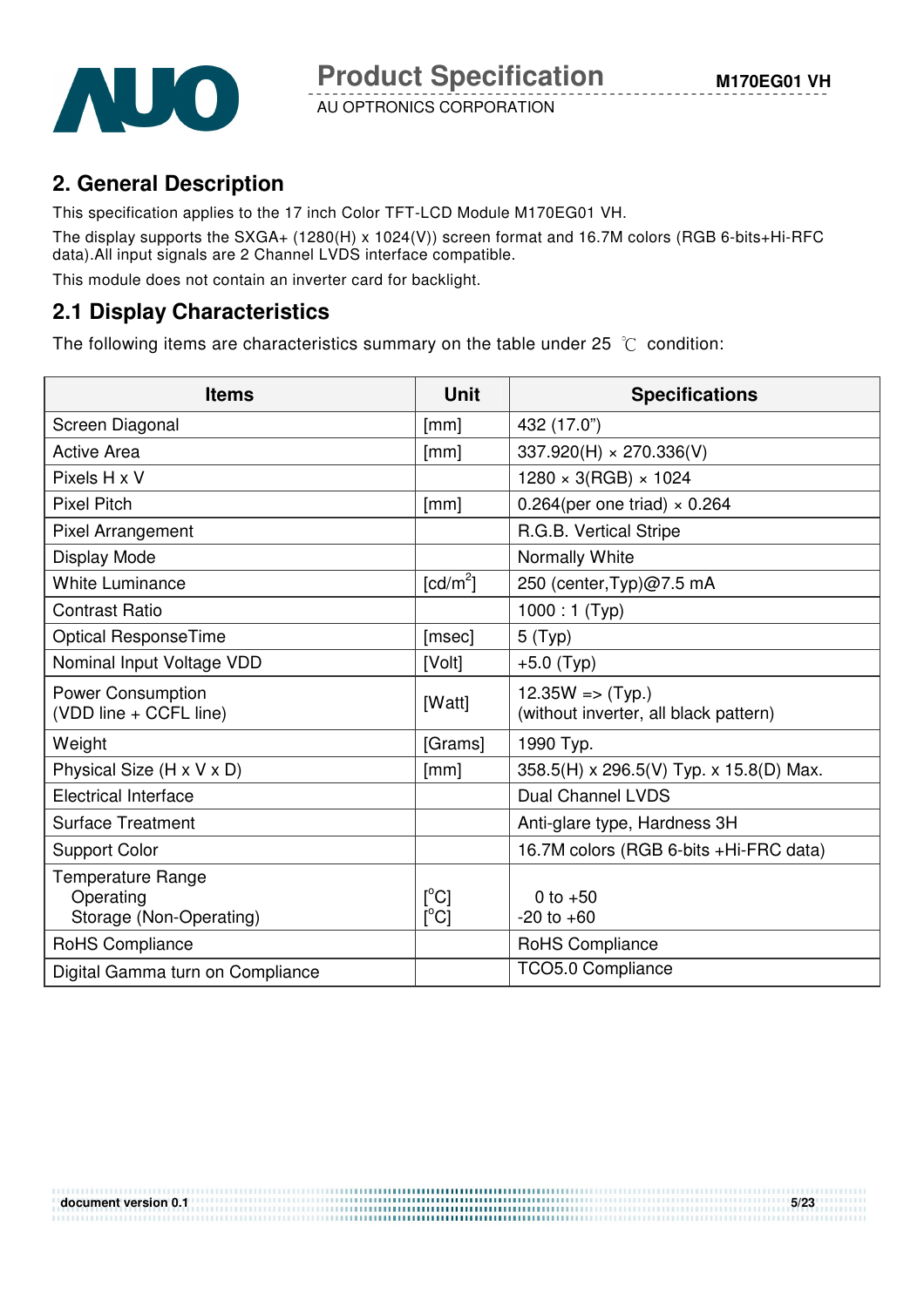## 2. General Description

This specification applies to the 17 inch Color TFT-LCD Module M170EG01 VH.

The display supports the SXGA+ (1280(H) x 1024(V)) screen format and 16.7M colors (RGB 6-bits+Hi-RFC data).All input signals are 2 Channel LVDS interface compatible.

This module does not contain an inverter card for backlight.

## 2.1 Display Characteristics

The following items are characteristics summary on the table under 25 ℃ condition:

| Items | Unit | Specifications |
|---|---|---|
| Screen Diagonal | [mm] | 432 (17.0") |
| Active Area | [mm] | 337.920(H) × 270.336(V) |
| Pixels H x V | | 1280 × 3(RGB) × 1024 |
| Pixel Pitch | [mm] | 0.264(per one triad) × 0.264 |
| Pixel Arrangement | | R.G.B. Vertical Stripe |
| Display Mode | | Normally White |
| White Luminance | [cd/m$^2$] | 250 (center,Typ)@7.5 mA |
| Contrast Ratio | | 1000 : 1 (Typ) |
| Optical ResponseTime | [msec] | 5 (Typ) |
| Nominal Input Voltage VDD | [Volt] | +5.0 (Typ) |
| Power Consumption (VDD line + CCFL line) | [Watt] | 12.35W => (Typ.) (without inverter, all black pattern) |
| Weight | [Grams] | 1990 Typ. |
| Physical Size (H x V x D) | [mm] | 358.5(H) x 296.5(V) Typ. x 15.8(D) Max. |
| Electrical Interface | | Dual Channel LVDS |
| Surface Treatment | | Anti-glare type, Hardness 3H |
| Support Color | | 16.7M colors (RGB 6-bits +Hi-FRC data) |
| Temperature Range<br>Operating<br>Storage (Non-Operating) | <br>[$^o$C]<br>[$^o$C] | <br>0 to +50<br>-20 to +60 |
| RoHS Compliance | | RoHS Compliance |
| Digital Gamma turn on Compliance | | TCO5.0 Compliance |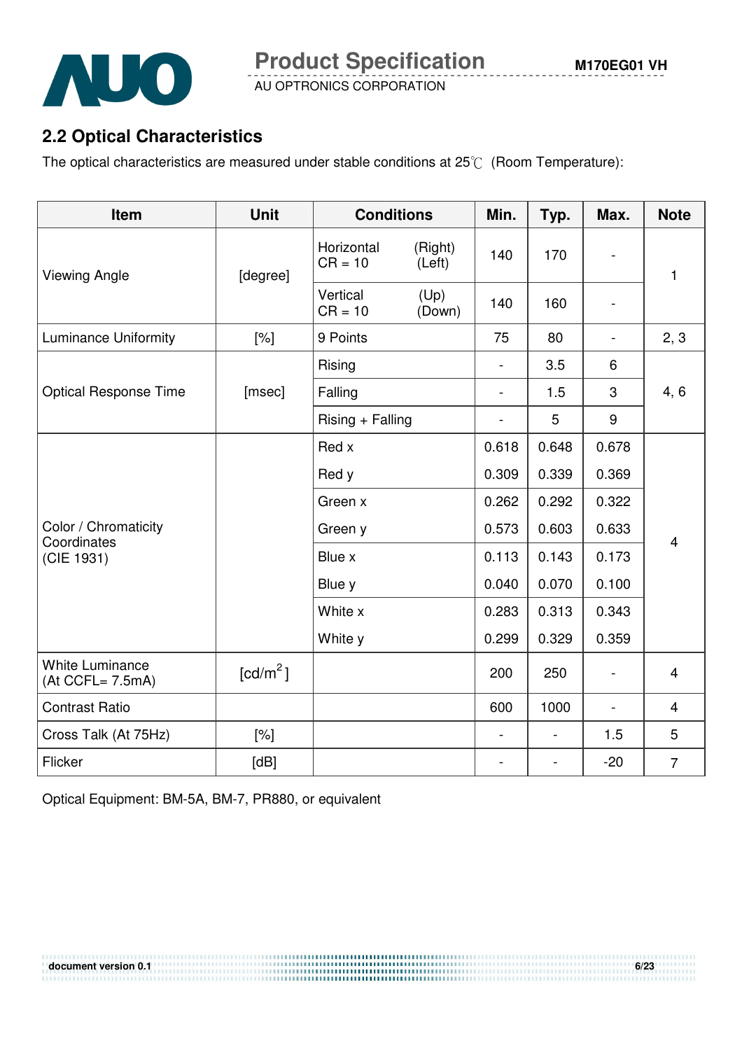## 2.2 Optical Characteristics

The optical characteristics are measured under stable conditions at 25℃ (Room Temperature):

| Item | Unit | Conditions | | Min. | Typ. | Max. | Note |
|---|---|---|---|---|---|---|---|
| Viewing Angle | [degree] | Horizontal CR = 10 | (Right) (Left) | 140 | 170 | - | 1 |
| | | Vertical CR = 10 | (Up) (Down) | 140 | 160 | - | |
| Luminance Uniformity | [%] | 9 Points | | 75 | 80 | - | 2, 3 |
| Optical Response Time | [msec] | Rising | | - | 3.5 | 6 | 4, 6 |
| | | Falling | | - | 1.5 | 3 | |
| | | Rising + Falling | | - | 5 | 9 | |
| Color / Chromaticity Coordinates (CIE 1931) | | Red x | | 0.618 | 0.648 | 0.678 | 4 |
| | | Red y | | 0.309 | 0.339 | 0.369 | |
| | | Green x | | 0.262 | 0.292 | 0.322 | |
| | | Green y | | 0.573 | 0.603 | 0.633 | |
| | | Blue x | | 0.113 | 0.143 | 0.173 | |
| | | Blue y | | 0.040 | 0.070 | 0.100 | |
| | | White x | | 0.283 | 0.313 | 0.343 | |
| | | White y | | 0.299 | 0.329 | 0.359 | |
| White Luminance (At CCFL= 7.5mA) | [cd/m$^2$] | | | 200 | 250 | - | 4 |
| Contrast Ratio | | | | 600 | 1000 | - | 4 |
| Cross Talk (At 75Hz) | [%] | | | - | - | 1.5 | 5 |
| Flicker | [dB] | | | - | - | -20 | 7 |

Optical Equipment: BM-5A, BM-7, PR880, or equivalent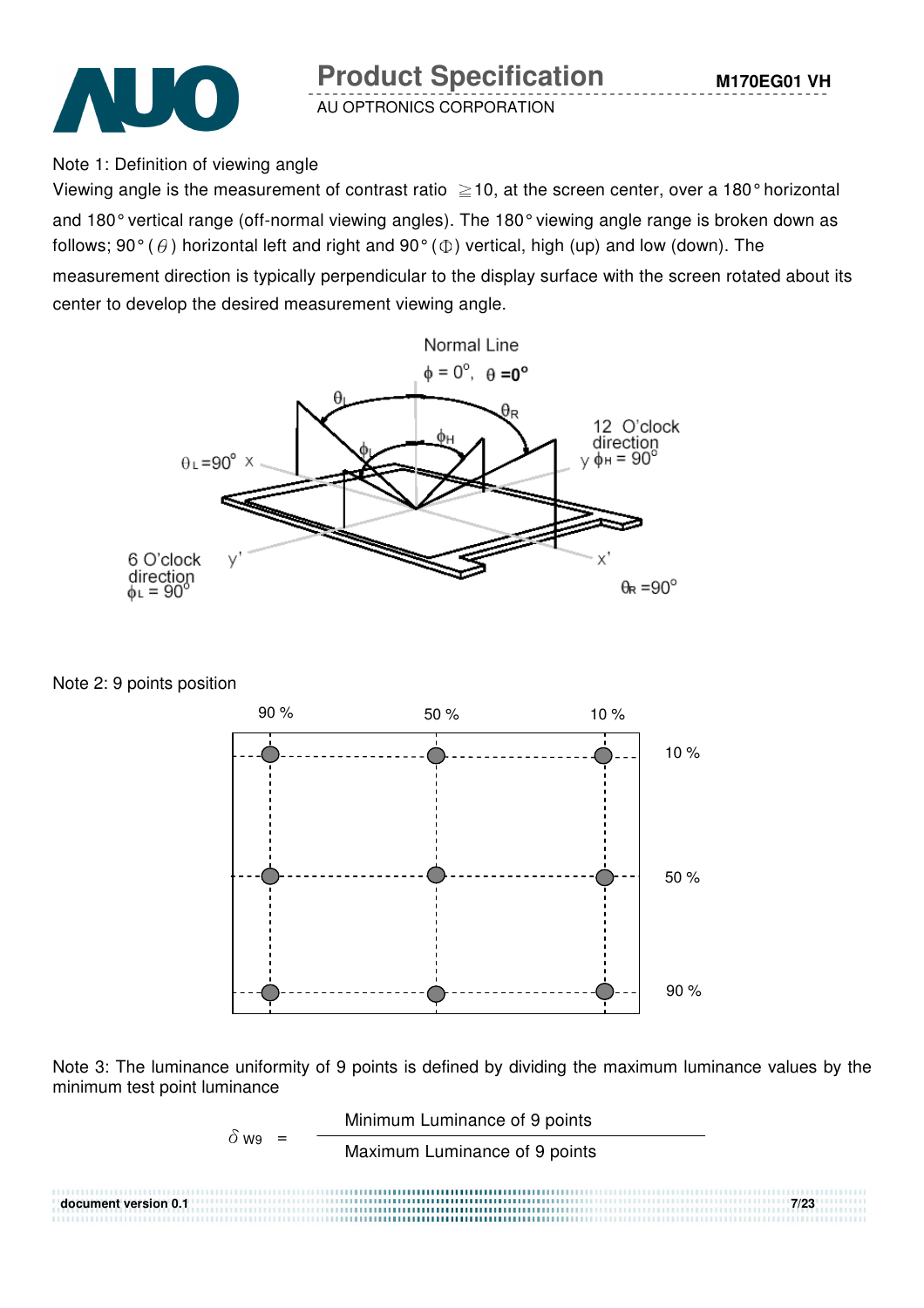Note 1: Definition of viewing angle

Viewing angle is the measurement of contrast ratio ≧10, at the screen center, over a 180° horizontal and 180° vertical range (off-normal viewing angles). The 180° viewing angle range is broken down as follows; 90° ($\theta$) horizontal left and right and 90° ($\Phi$) vertical, high (up) and low (down). The measurement direction is typically perpendicular to the display surface with the screen rotated about its center to develop the desired measurement viewing angle.

Normal Line

$\phi = 0^{\circ}$, $\theta = 0^{\circ}$

$\theta_L = 90^{\circ}$ x

12 O'clock direction y $\phi_H = 90^{\circ}$

6 O'clock direction $\phi_L = 90^{\circ}$ y'

x' $\theta_R = 90^{\circ}$

Note 2: 9 points position

| | 90 % | 50 % | 10 % |
|---|---|---|---|
| 10 % | ● | ● | ● |
| 50 % | ● | ● | ● |
| 90 % | ● | ● | ● |

Note 3: The luminance uniformity of 9 points is defined by dividing the maximum luminance values by the minimum test point luminance

$$\delta_{W9} = \frac{\text{Minimum Luminance of 9 points}}{\text{Maximum Luminance of 9 points}}$$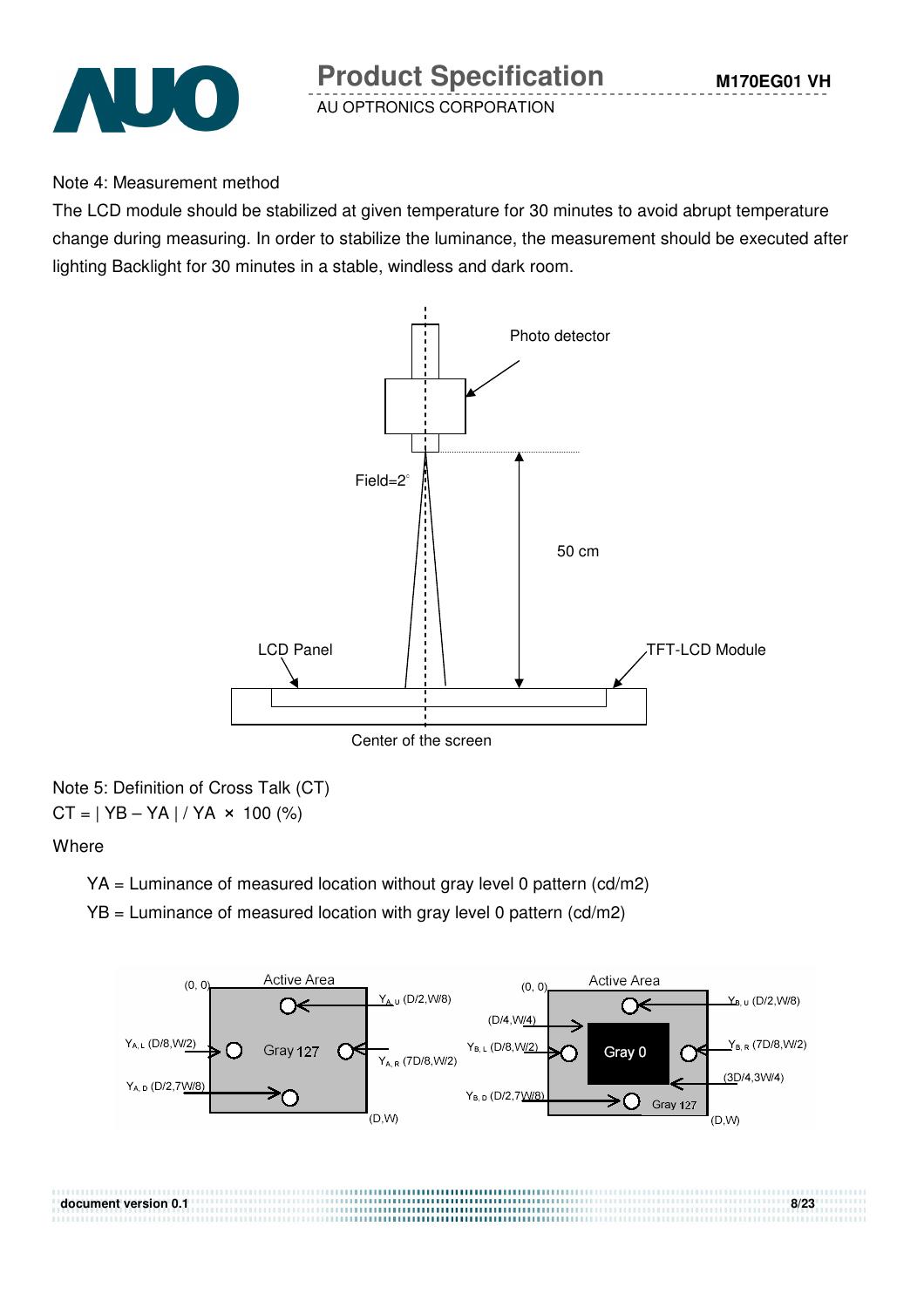Note 4: Measurement method

The LCD module should be stabilized at given temperature for 30 minutes to avoid abrupt temperature change during measuring. In order to stabilize the luminance, the measurement should be executed after lighting Backlight for 30 minutes in a stable, windless and dark room.

Photo detector

Field=2°

50 cm

LCD Panel

TFT-LCD Module

Center of the screen

Note 5: Definition of Cross Talk (CT)

CT = | YB – YA | / YA × 100 (%)

Where

YA = Luminance of measured location without gray level 0 pattern (cd/m2)

YB = Luminance of measured location with gray level 0 pattern (cd/m2)

Active Area (0, 0) (D,W) Gray 127
$Y_{A,U}$ (D/2,W/8)
$Y_{A,L}$ (D/8,W/2)
$Y_{A,R}$ (7D/8,W/2)
$Y_{A,D}$ (D/2,7W/8)

Active Area (0, 0) (D,W) Gray 0 Gray 127
(D/4,W/4)
(3D/4,3W/4)
$Y_{B,U}$ (D/2,W/8)
$Y_{B,L}$ (D/8,W/2)
$Y_{B,R}$ (7D/8,W/2)
$Y_{B,D}$ (D/2,7W/8)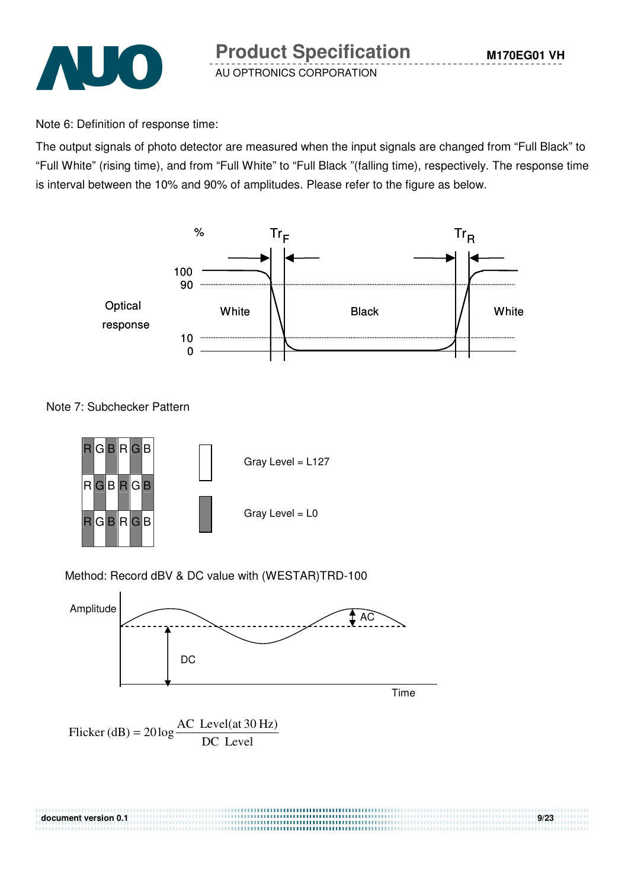Note 6: Definition of response time:

The output signals of photo detector are measured when the input signals are changed from “Full Black” to “Full White” (rising time), and from “Full White” to “Full Black ”(falling time), respectively. The response time is interval between the 10% and 90% of amplitudes. Please refer to the figure as below.

% | $Tr_F$ | $Tr_R$

Optical response: 100, 90, 10, 0 — White, Black, White

Note 7: Subchecker Pattern

| R | G | B | R | G | B |
|---|---|---|---|---|---|
| R | G | B | R | G | B |
| R | G | B | R | G | B |

Gray Level = L127

Gray Level = L0

Method: Record dBV & DC value with (WESTAR)TRD-100

Amplitude, AC, DC, Time

$$\text{Flicker (dB)} = 20\log\frac{\text{AC Level(at 30 Hz)}}{\text{DC Level}}$$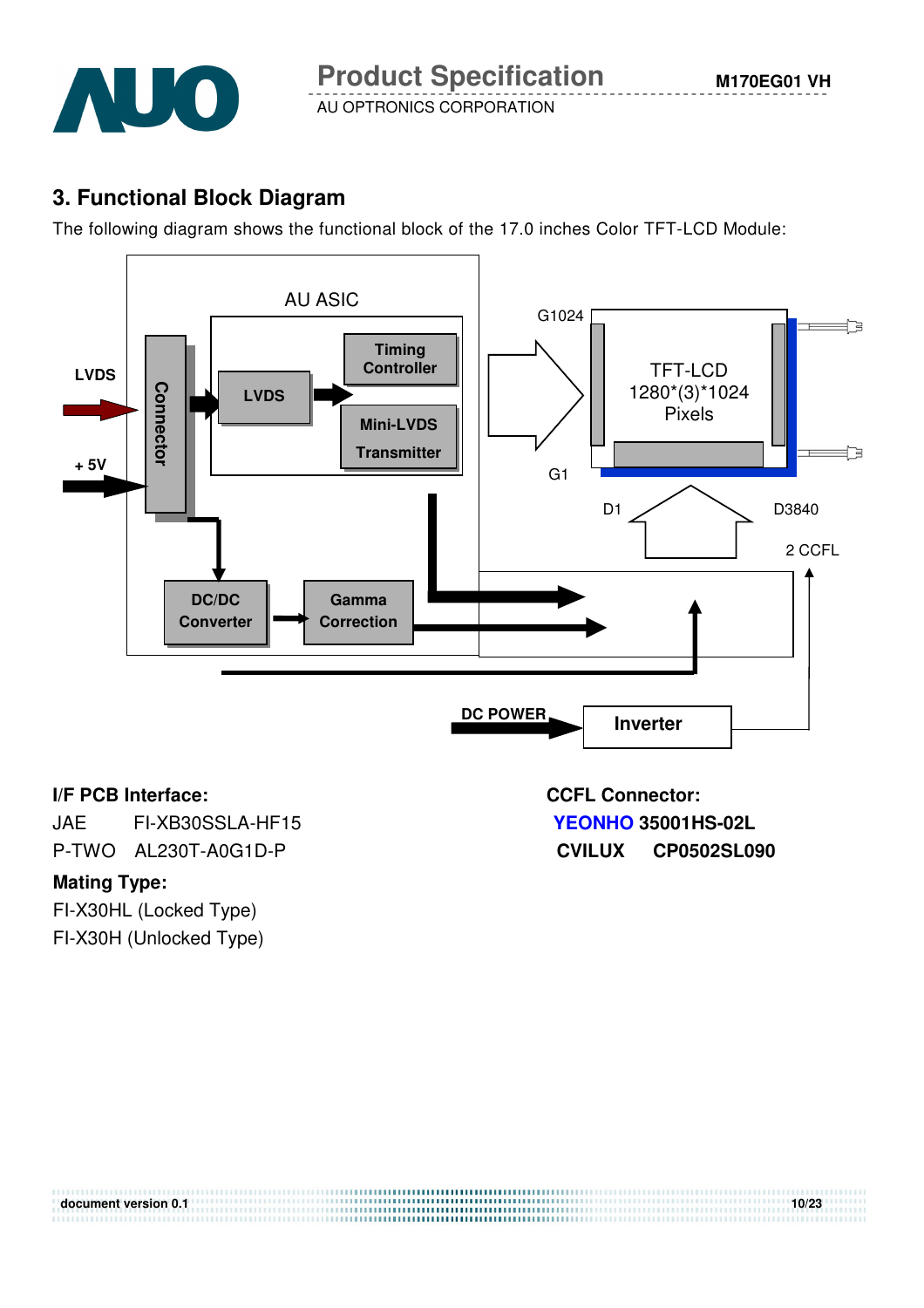## 3. Functional Block Diagram

The following diagram shows the functional block of the 17.0 inches Color TFT-LCD Module:

AU ASIC

LVDS

+ 5V

Connector

LVDS

Timing Controller

Mini-LVDS Transmitter

DC/DC Converter

Gamma Correction

G1024

G1

TFT-LCD 1280*(3)*1024 Pixels

D1

D3840

2 CCFL

DC POWER

Inverter

**I/F PCB Interface:**

JAE FI-XB30SSLA-HF15

P-TWO AL230T-A0G1D-P

**Mating Type:**

FI-X30HL (Locked Type)

FI-X30H (Unlocked Type)

**CCFL Connector:**

**YEONHO 35001HS-02L**

**CVILUX CP0502SL090**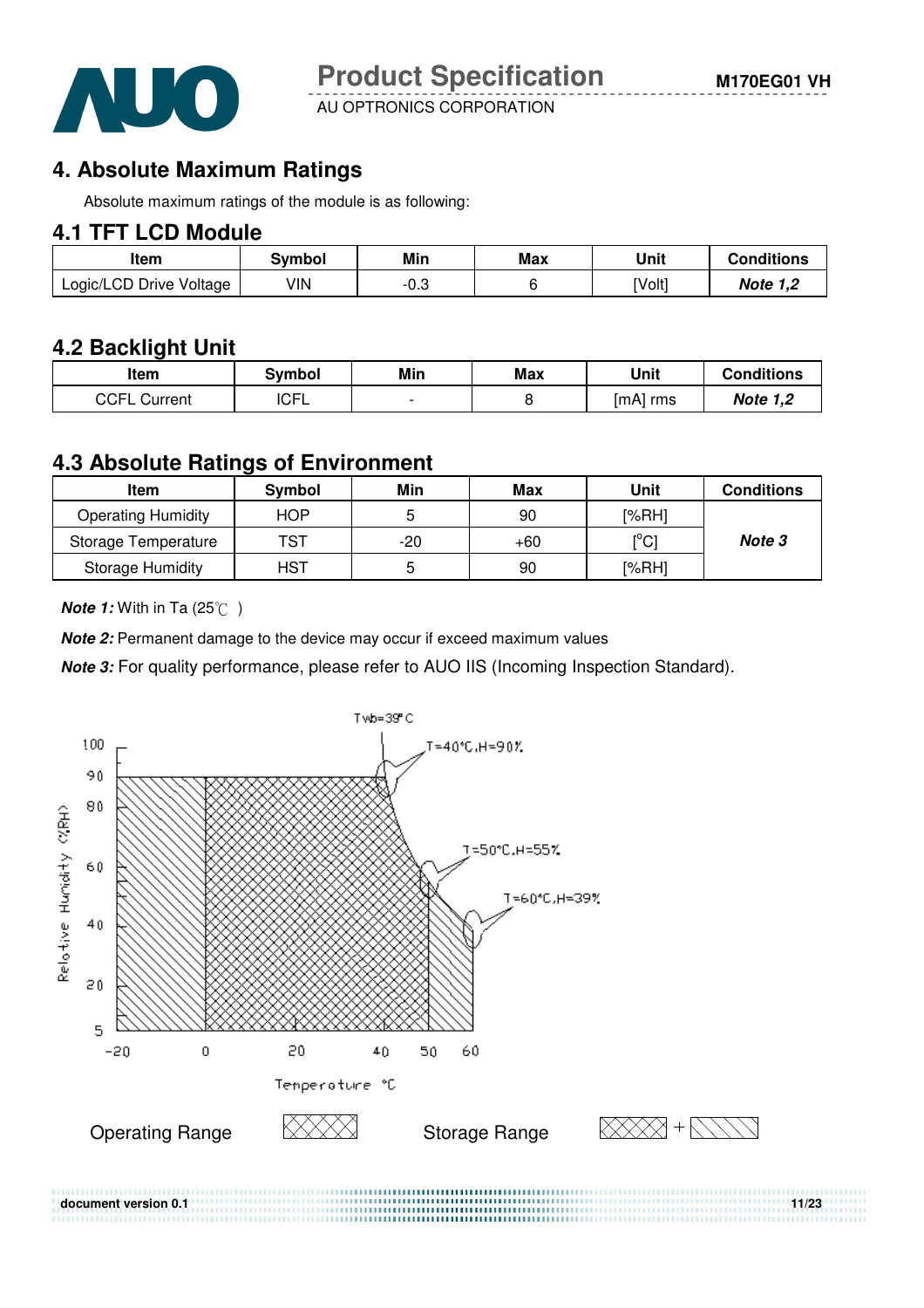## 4. Absolute Maximum Ratings

Absolute maximum ratings of the module is as following:

### 4.1 TFT LCD Module

| Item | Symbol | Min | Max | Unit | Conditions |
|---|---|---|---|---|---|
| Logic/LCD Drive Voltage | VIN | -0.3 | 6 | [Volt] | ***Note 1,2*** |

### 4.2 Backlight Unit

| Item | Symbol | Min | Max | Unit | Conditions |
|---|---|---|---|---|---|
| CCFL Current | ICFL | - | 8 | [mA] rms | ***Note 1,2*** |

### 4.3 Absolute Ratings of Environment

| Item | Symbol | Min | Max | Unit | Conditions |
|---|---|---|---|---|---|
| Operating Humidity | HOP | 5 | 90 | [%RH] | ***Note 3*** |
| Storage Temperature | TST | -20 | +60 | [°C] | |
| Storage Humidity | HST | 5 | 90 | [%RH] | |

***Note 1:*** With in Ta (25℃ )

***Note 2:*** Permanent damage to the device may occur if exceed maximum values

***Note 3:*** For quality performance, please refer to AUO IIS (Incoming Inspection Standard).

Twb=39°C

T=40°C,H=90%

T=50°C,H=55%

T=60°C,H=39%

Relative Humidity (%RH): 100, 90, 80, 60, 40, 20, 5

Temperature °C: -20, 0, 20, 40, 50, 60

Operating Range

Storage Range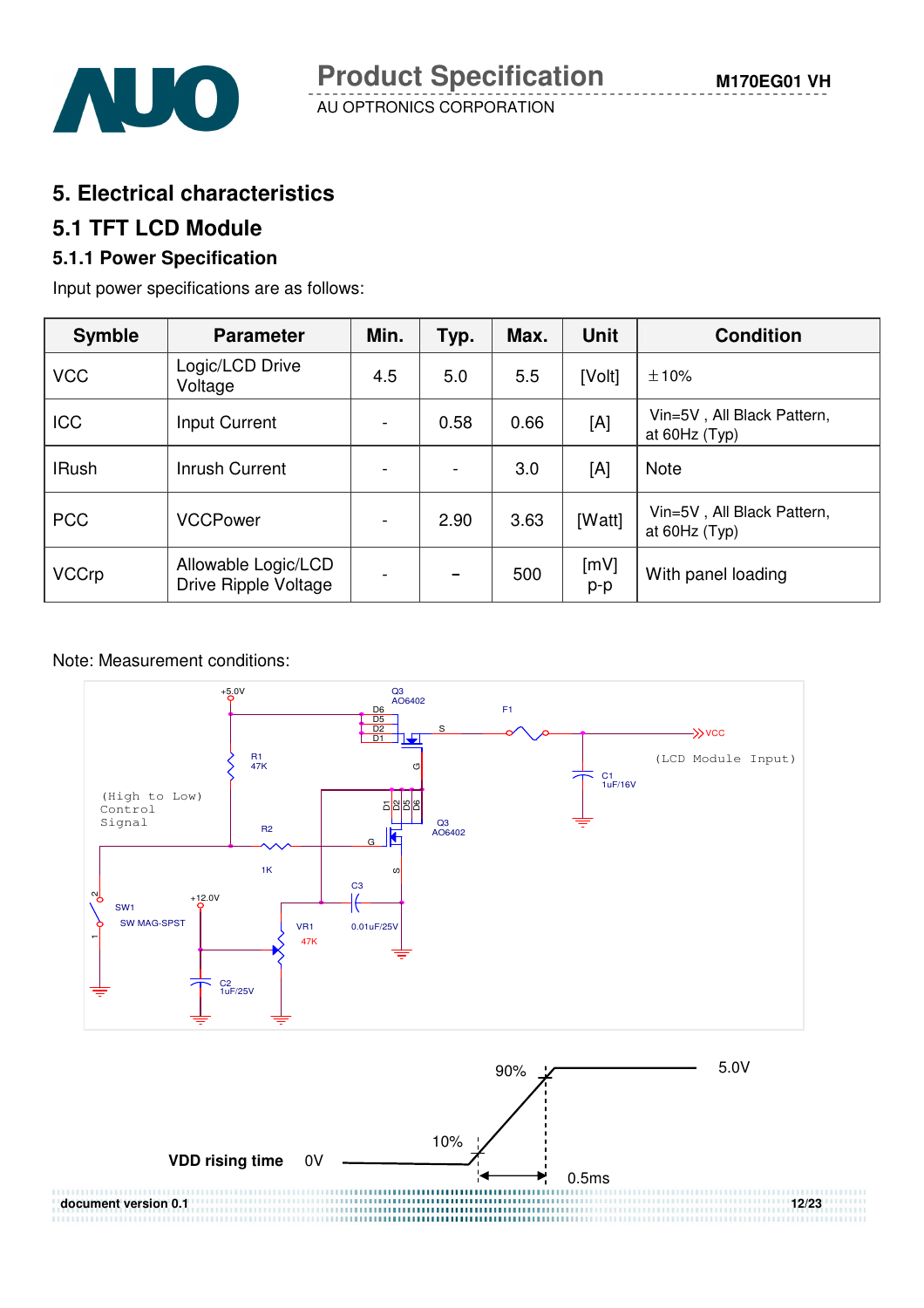# 5. Electrical characteristics

## 5.1 TFT LCD Module

### 5.1.1 Power Specification

Input power specifications are as follows:

| Symble | Parameter | Min. | Typ. | Max. | Unit | Condition |
|---|---|---|---|---|---|---|
| VCC | Logic/LCD Drive Voltage | 4.5 | 5.0 | 5.5 | [Volt] | ±10% |
| ICC | Input Current | - | 0.58 | 0.66 | [A] | Vin=5V , All Black Pattern, at 60Hz (Typ) |
| IRush | Inrush Current | - | - | 3.0 | [A] | Note |
| PCC | VCCPower | - | 2.90 | 3.63 | [Watt] | Vin=5V , All Black Pattern, at 60Hz (Typ) |
| VCCrp | Allowable Logic/LCD Drive Ripple Voltage | - | - | 500 | [mV] p-p | With panel loading |

Note: Measurement conditions:

+5.0V, Q3 AO6402, D6 D5 D2 D1, S, G, F1, VCC (LCD Module Input), C1 1uF/16V, R1 47K, (High to Low) Control Signal, R2 1K, G, D1 D2 D5 D6, Q3 AO6402, S, SW1 SW MAG-SPST, +12.0V, C3 0.01uF/25V, VR1 47K, C2 1uF/25V

VDD rising time: 0V, 10%, 90%, 5.0V, 0.5ms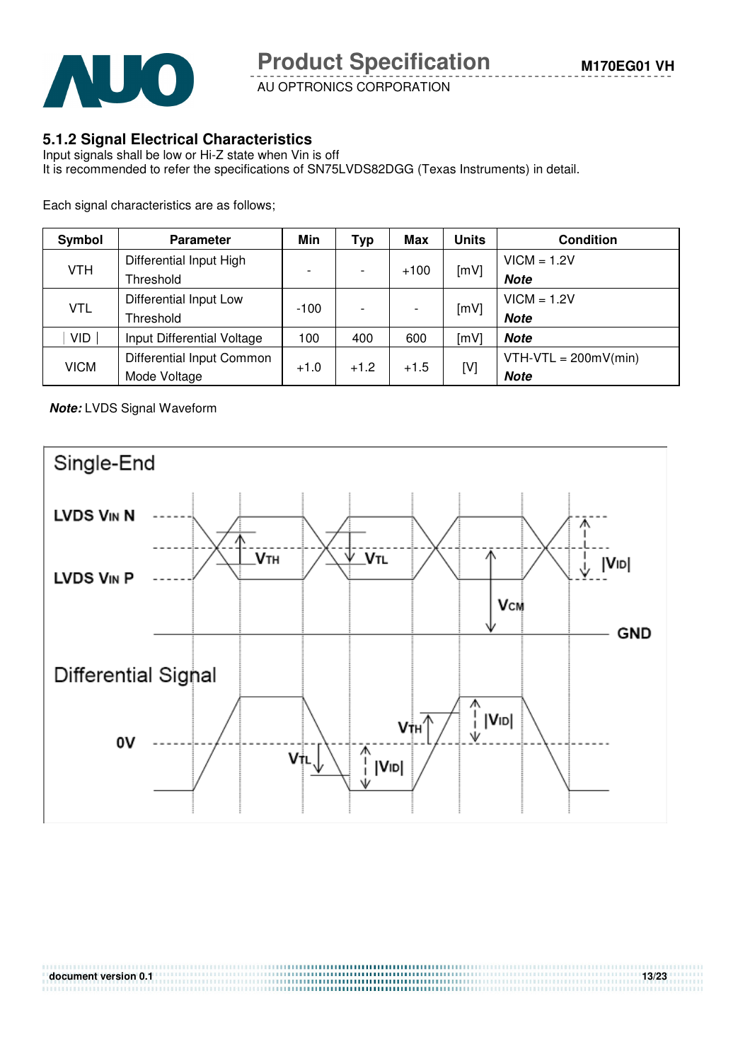### 5.1.2 Signal Electrical Characteristics

Input signals shall be low or Hi-Z state when Vin is off
It is recommended to refer the specifications of SN75LVDS82DGG (Texas Instruments) in detail.

Each signal characteristics are as follows;

| Symbol | Parameter | Min | Typ | Max | Units | Condition |
|---|---|---|---|---|---|---|
| VTH | Differential Input High Threshold | - | - | +100 | [mV] | VICM = 1.2V ***Note*** |
| VTL | Differential Input Low Threshold | -100 | - | - | [mV] | VICM = 1.2V ***Note*** |
| ∣ VID ∣ | Input Differential Voltage | 100 | 400 | 600 | [mV] | ***Note*** |
| VICM | Differential Input Common Mode Voltage | +1.0 | +1.2 | +1.5 | [V] | VTH-VTL = 200mV(min) ***Note*** |

***Note:*** LVDS Signal Waveform

Single-End

LVDS $V_{IN}$ N

LVDS $V_{IN}$ P

$V_{TH}$ $V_{TL}$ $V_{CM}$ $|V_{ID}|$ GND

Differential Signal

0V

$V_{TL}$ $|V_{ID}|$ $V_{TH}$ $|V_{ID}|$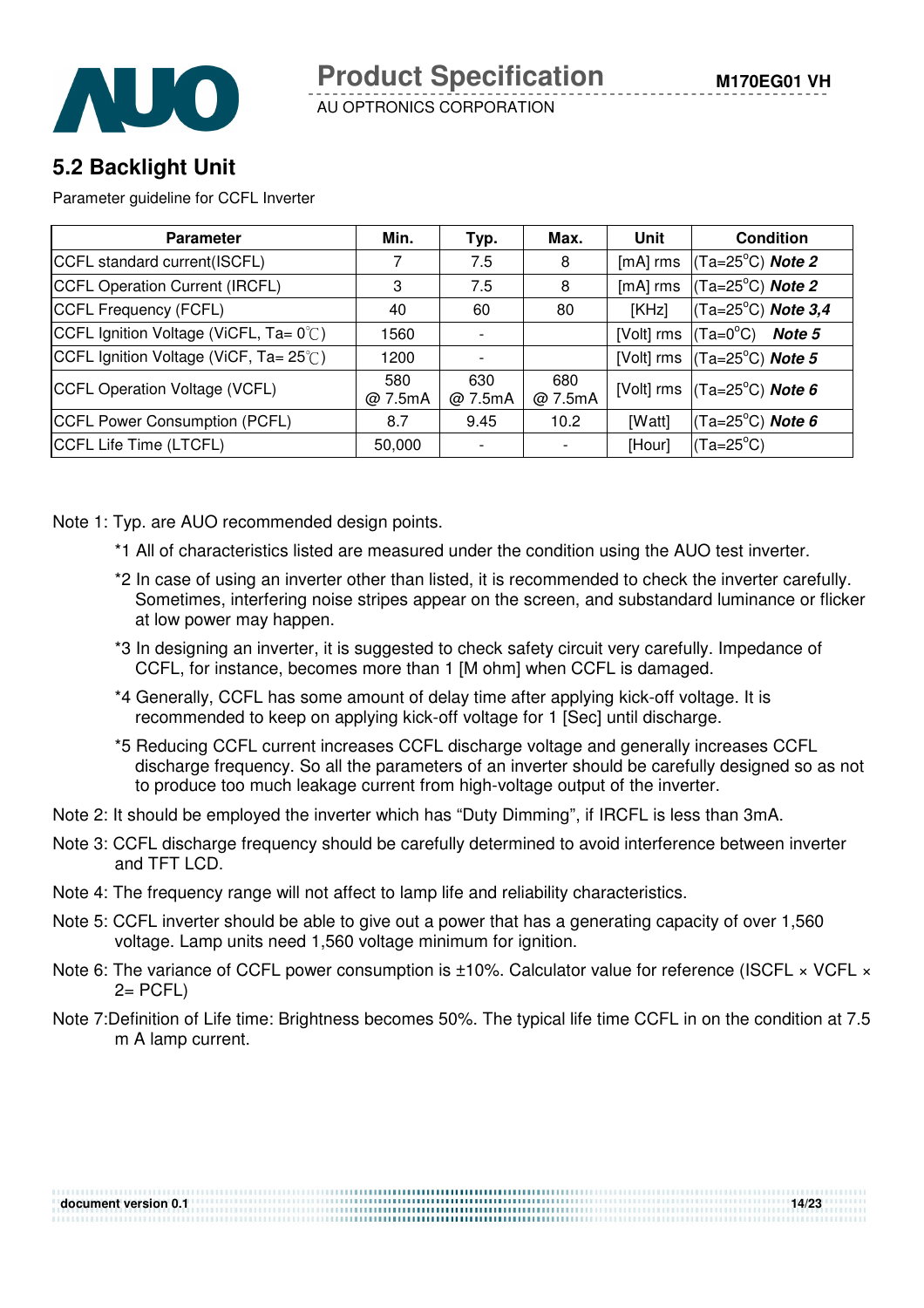## 5.2 Backlight Unit

Parameter guideline for CCFL Inverter

| Parameter | Min. | Typ. | Max. | Unit | Condition |
|---|---|---|---|---|---|
| CCFL standard current(ISCFL) | 7 | 7.5 | 8 | [mA] rms | (Ta=25°C) ***Note 2*** |
| CCFL Operation Current (IRCFL) | 3 | 7.5 | 8 | [mA] rms | (Ta=25°C) ***Note 2*** |
| CCFL Frequency (FCFL) | 40 | 60 | 80 | [KHz] | (Ta=25°C) ***Note 3,4*** |
| CCFL Ignition Voltage (ViCFL, Ta= 0℃) | 1560 | - | | [Volt] rms | (Ta=0°C) ***Note 5*** |
| CCFL Ignition Voltage (ViCF, Ta= 25℃) | 1200 | - | | [Volt] rms | (Ta=25°C) ***Note 5*** |
| CCFL Operation Voltage (VCFL) | 580 @ 7.5mA | 630 @ 7.5mA | 680 @ 7.5mA | [Volt] rms | (Ta=25°C) ***Note 6*** |
| CCFL Power Consumption (PCFL) | 8.7 | 9.45 | 10.2 | [Watt] | (Ta=25°C) ***Note 6*** |
| CCFL Life Time (LTCFL) | 50,000 | - | - | [Hour] | (Ta=25°C) |

Note 1: Typ. are AUO recommended design points.

*1 All of characteristics listed are measured under the condition using the AUO test inverter.

*2 In case of using an inverter other than listed, it is recommended to check the inverter carefully. Sometimes, interfering noise stripes appear on the screen, and substandard luminance or flicker at low power may happen.

*3 In designing an inverter, it is suggested to check safety circuit very carefully. Impedance of CCFL, for instance, becomes more than 1 [M ohm] when CCFL is damaged.

*4 Generally, CCFL has some amount of delay time after applying kick-off voltage. It is recommended to keep on applying kick-off voltage for 1 [Sec] until discharge.

*5 Reducing CCFL current increases CCFL discharge voltage and generally increases CCFL discharge frequency. So all the parameters of an inverter should be carefully designed so as not to produce too much leakage current from high-voltage output of the inverter.

Note 2: It should be employed the inverter which has "Duty Dimming", if IRCFL is less than 3mA.

Note 3: CCFL discharge frequency should be carefully determined to avoid interference between inverter and TFT LCD.

Note 4: The frequency range will not affect to lamp life and reliability characteristics.

Note 5: CCFL inverter should be able to give out a power that has a generating capacity of over 1,560 voltage. Lamp units need 1,560 voltage minimum for ignition.

Note 6: The variance of CCFL power consumption is ±10%. Calculator value for reference (ISCFL × VCFL × 2= PCFL)

Note 7:Definition of Life time: Brightness becomes 50%. The typical life time CCFL in on the condition at 7.5 m A lamp current.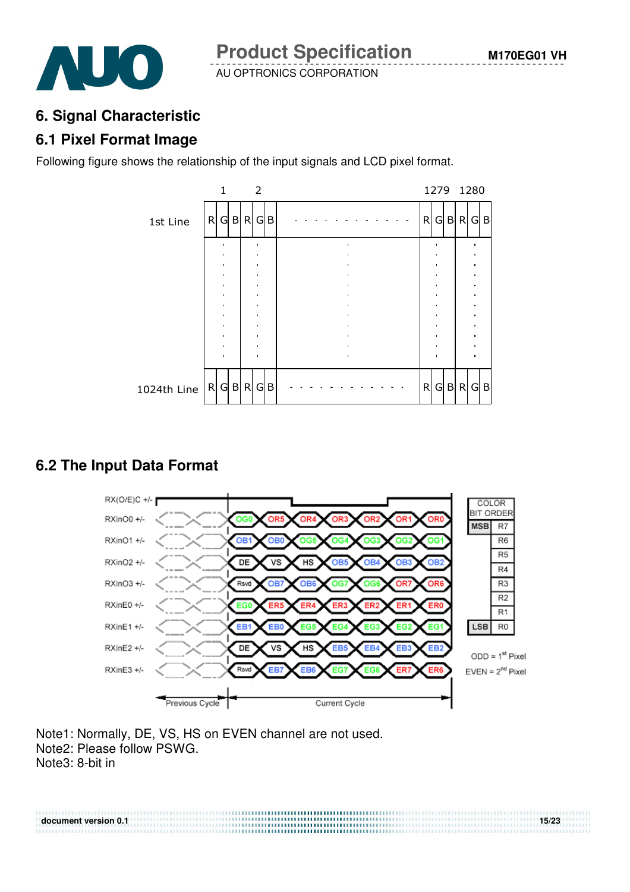# 6. Signal Characteristic

## 6.1 Pixel Format Image

Following figure shows the relationship of the input signals and LCD pixel format.

|  | 1 | | | 2 | | |  | 1279 | | | 1280 | | |
|---|---|---|---|---|---|---|---|---|---|---|---|---|---|
| 1st Line | R | G | B | R | G | B | - - - - - - - - - - - - | R | G | B | R | G | B |
|  | : | | | : | | | : | : | | | : | | |
| 1024th Line | R | G | B | R | G | B | - - - - - - - - - - - - | R | G | B | R | G | B |

## 6.2 The Input Data Format

| Signal | Current Cycle | | | | | | |
|---|---|---|---|---|---|---|---|
| RX(O/E)C +/- | | | | | | | |
| RXinO0 +/- | OG0 | OR5 | OR4 | OR3 | OR2 | OR1 | OR0 |
| RXinO1 +/- | OB1 | OB0 | OG5 | OG4 | OG3 | OG2 | OG1 |
| RXinO2 +/- | DE | VS | HS | OB5 | OB4 | OB3 | OB2 |
| RXinO3 +/- | Rsvd | OB7 | OB6 | OG7 | OG6 | OR7 | OR6 |
| RXinE0 +/- | EG0 | ER5 | ER4 | ER3 | ER2 | ER1 | ER0 |
| RXinE1 +/- | EB1 | EB0 | EG5 | EG4 | EG3 | EG2 | EG1 |
| RXinE2 +/- | DE | VS | HS | EB5 | EB4 | EB3 | EB2 |
| RXinE3 +/- | Rsvd | EB7 | EB6 | EG7 | EG6 | ER7 | ER6 |

Previous Cycle | Current Cycle

| COLOR BIT ORDER | |
|---|---|
| MSB | R7 |
| | R6 |
| | R5 |
| | R4 |
| | R3 |
| | R2 |
| | R1 |
| LSB | R0 |

ODD = 1st Pixel

EVEN = 2nd Pixel

Note1: Normally, DE, VS, HS on EVEN channel are not used.
Note2: Please follow PSWG.
Note3: 8-bit in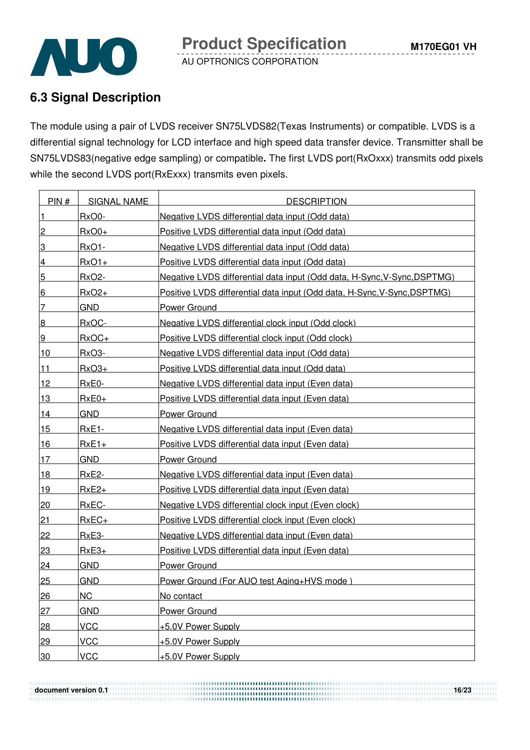## 6.3 Signal Description

The module using a pair of LVDS receiver SN75LVDS82(Texas Instruments) or compatible. LVDS is a differential signal technology for LCD interface and high speed data transfer device. Transmitter shall be SN75LVDS83(negative edge sampling) or compatible**.** The first LVDS port(RxOxxx) transmits odd pixels while the second LVDS port(RxExxx) transmits even pixels.

| PIN # | SIGNAL NAME | DESCRIPTION |
|---|---|---|
| 1 | RxO0- | Negative LVDS differential data input (Odd data) |
| 2 | RxO0+ | Positive LVDS differential data input (Odd data) |
| 3 | RxO1- | Negative LVDS differential data input (Odd data) |
| 4 | RxO1+ | Positive LVDS differential data input (Odd data) |
| 5 | RxO2- | Negative LVDS differential data input (Odd data, H-Sync,V-Sync,DSPTMG) |
| 6 | RxO2+ | Positive LVDS differential data input (Odd data, H-Sync,V-Sync,DSPTMG) |
| 7 | GND | Power Ground |
| 8 | RxOC- | Negative LVDS differential clock input (Odd clock) |
| 9 | RxOC+ | Positive LVDS differential clock input (Odd clock) |
| 10 | RxO3- | Negative LVDS differential data input (Odd data) |
| 11 | RxO3+ | Positive LVDS differential data input (Odd data) |
| 12 | RxE0- | Negative LVDS differential data input (Even data) |
| 13 | RxE0+ | Positive LVDS differential data input (Even data) |
| 14 | GND | Power Ground |
| 15 | RxE1- | Negative LVDS differential data input (Even data) |
| 16 | RxE1+ | Positive LVDS differential data input (Even data) |
| 17 | GND | Power Ground |
| 18 | RxE2- | Negative LVDS differential data input (Even data) |
| 19 | RxE2+ | Positive LVDS differential data input (Even data) |
| 20 | RxEC- | Negative LVDS differential clock input (Even clock) |
| 21 | RxEC+ | Positive LVDS differential clock input (Even clock) |
| 22 | RxE3- | Negative LVDS differential data input (Even data) |
| 23 | RxE3+ | Positive LVDS differential data input (Even data) |
| 24 | GND | Power Ground |
| 25 | GND | Power Ground (For AUO test Aging+HVS mode ) |
| 26 | NC | No contact |
| 27 | GND | Power Ground |
| 28 | VCC | +5.0V Power Supply |
| 29 | VCC | +5.0V Power Supply |
| 30 | VCC | +5.0V Power Supply |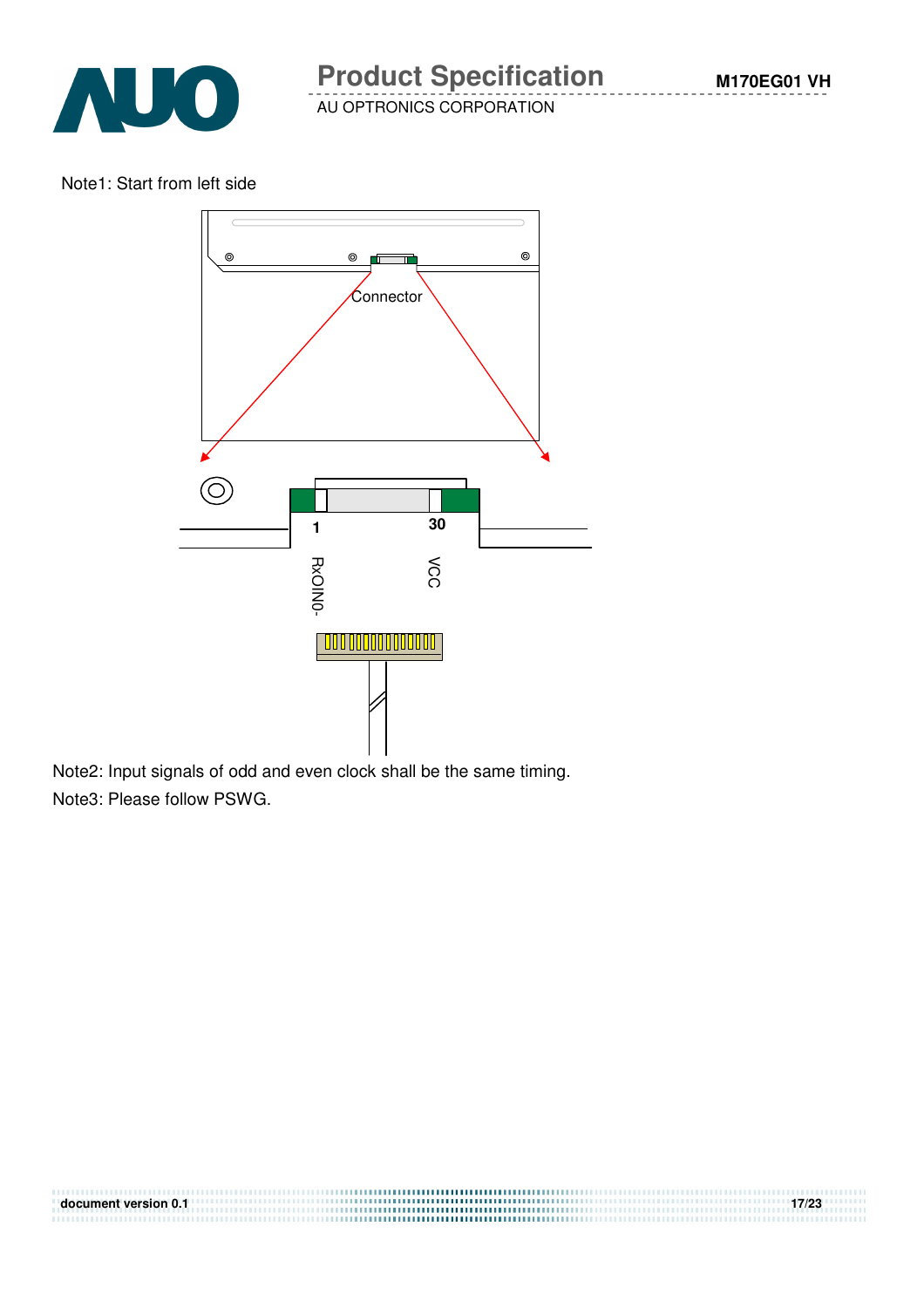Note1: Start from left side

Connector

1

30

RxOIN0-

VCC

Note2: Input signals of odd and even clock shall be the same timing.

Note3: Please follow PSWG.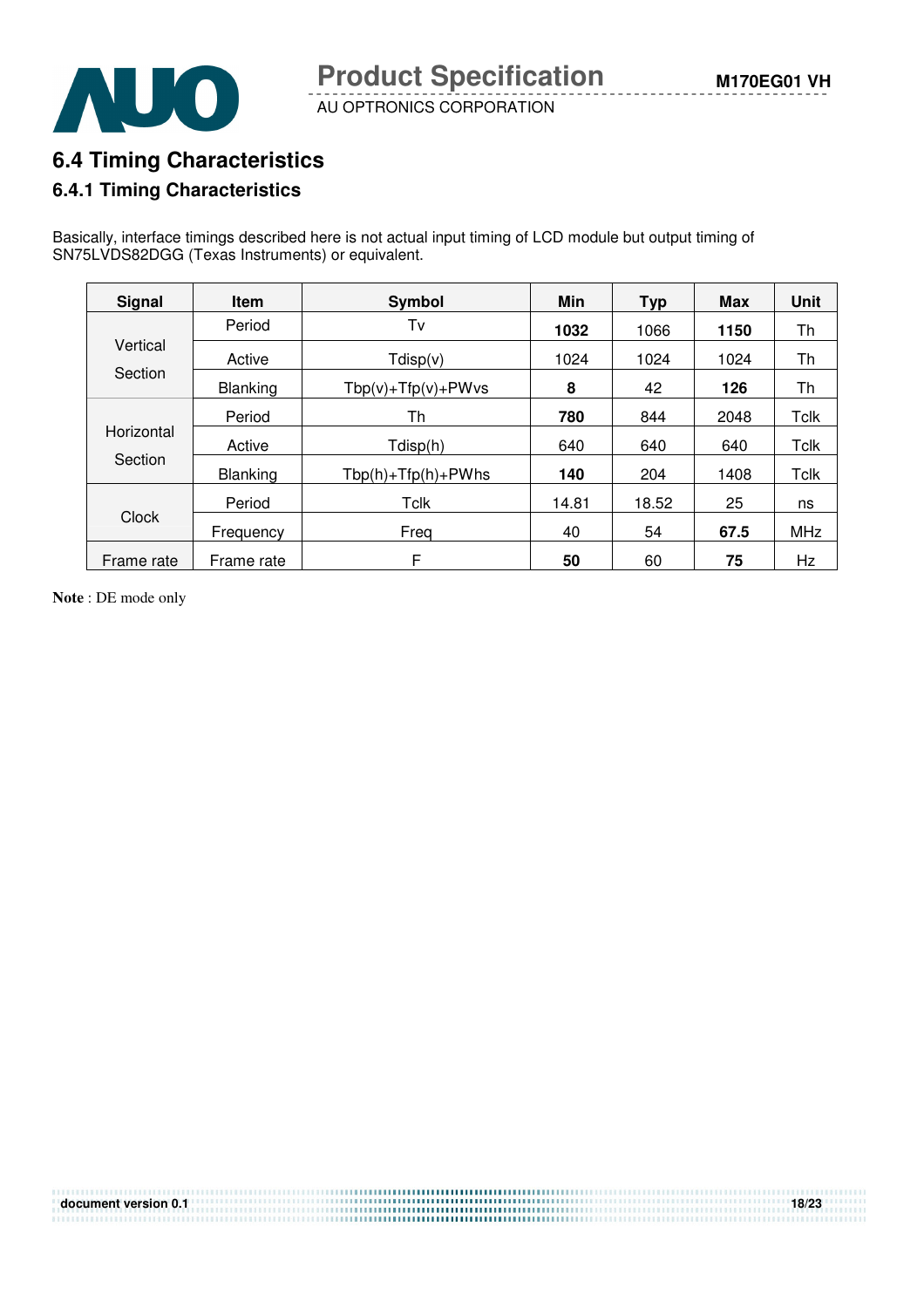## 6.4 Timing Characteristics

### 6.4.1 Timing Characteristics

Basically, interface timings described here is not actual input timing of LCD module but output timing of SN75LVDS82DGG (Texas Instruments) or equivalent.

| Signal | Item | Symbol | Min | Typ | Max | Unit |
|---|---|---|---|---|---|---|
| Vertical Section | Period | Tv | **1032** | 1066 | **1150** | Th |
| | Active | Tdisp(v) | 1024 | 1024 | 1024 | Th |
| | Blanking | Tbp(v)+Tfp(v)+PWvs | **8** | 42 | **126** | Th |
| Horizontal Section | Period | Th | **780** | 844 | 2048 | Tclk |
| | Active | Tdisp(h) | 640 | 640 | 640 | Tclk |
| | Blanking | Tbp(h)+Tfp(h)+PWhs | **140** | 204 | 1408 | Tclk |
| Clock | Period | Tclk | 14.81 | 18.52 | 25 | ns |
| | Frequency | Freq | 40 | 54 | **67.5** | MHz |
| Frame rate | Frame rate | F | **50** | 60 | **75** | Hz |

**Note** : DE mode only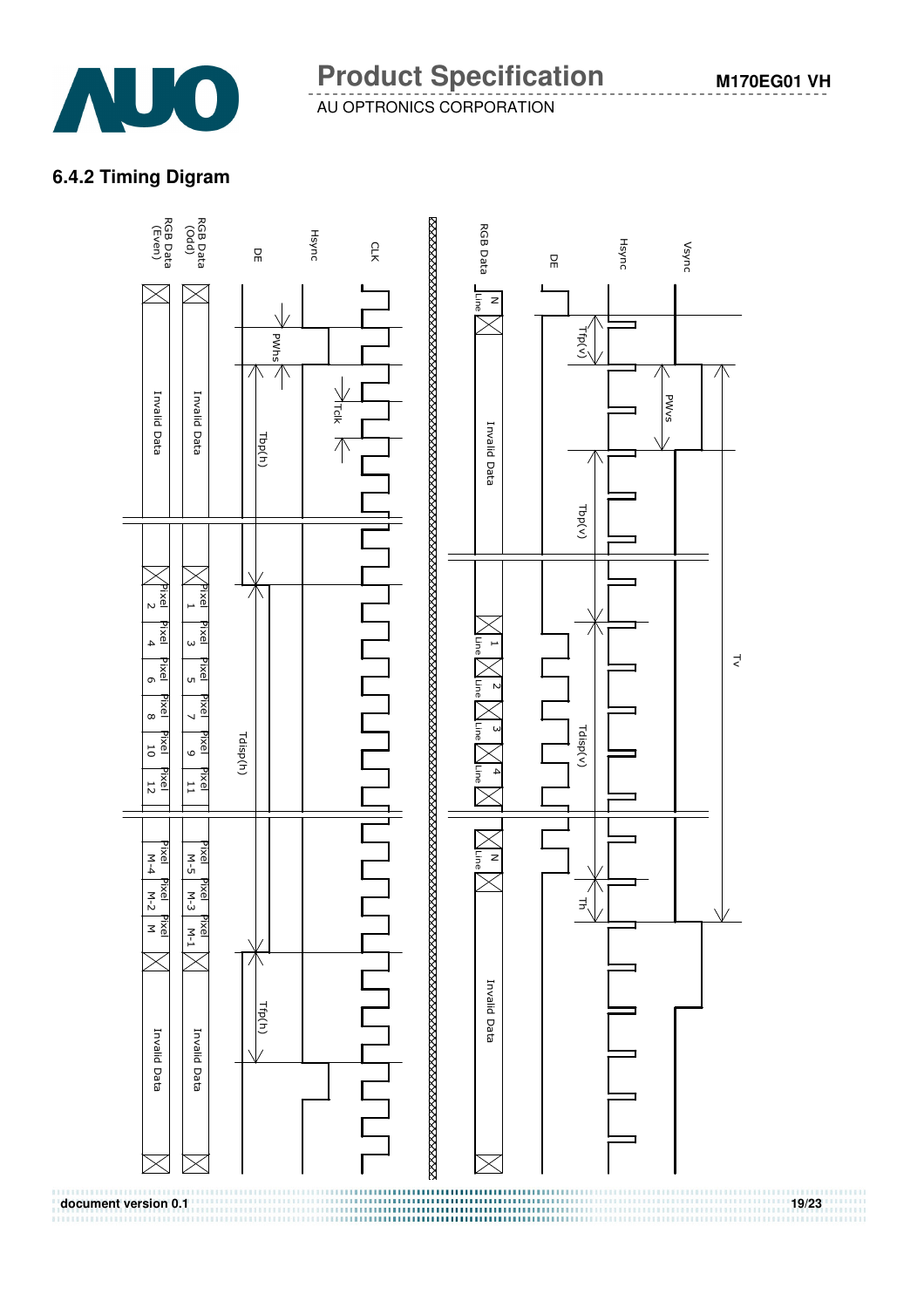### 6.4.2 Timing Digram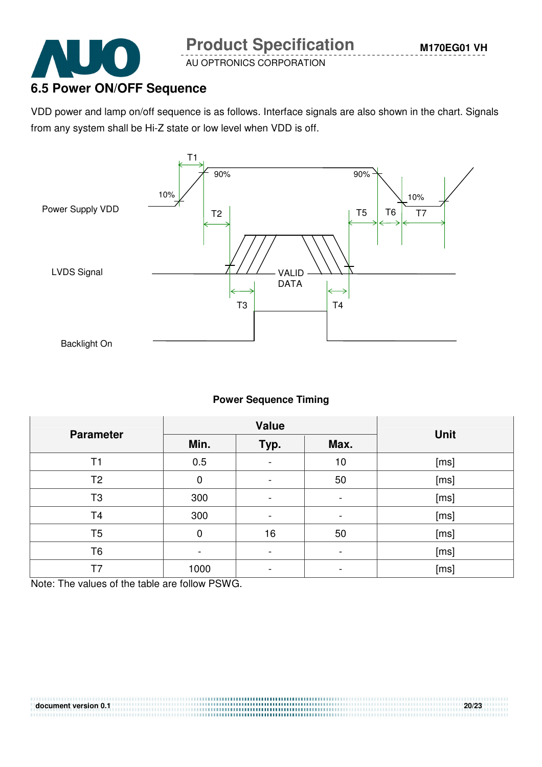## 6.5 Power ON/OFF Sequence

VDD power and lamp on/off sequence is as follows. Interface signals are also shown in the chart. Signals from any system shall be Hi-Z state or low level when VDD is off.

**Power Sequence Timing**

| Parameter | Value | | | Unit |
|---|---|---|---|---|
| | Min. | Typ. | Max. | |
| T1 | 0.5 | - | 10 | [ms] |
| T2 | 0 | - | 50 | [ms] |
| T3 | 300 | - | - | [ms] |
| T4 | 300 | - | - | [ms] |
| T5 | 0 | 16 | 50 | [ms] |
| T6 | - | - | - | [ms] |
| T7 | 1000 | - | - | [ms] |

Note: The values of the table are follow PSWG.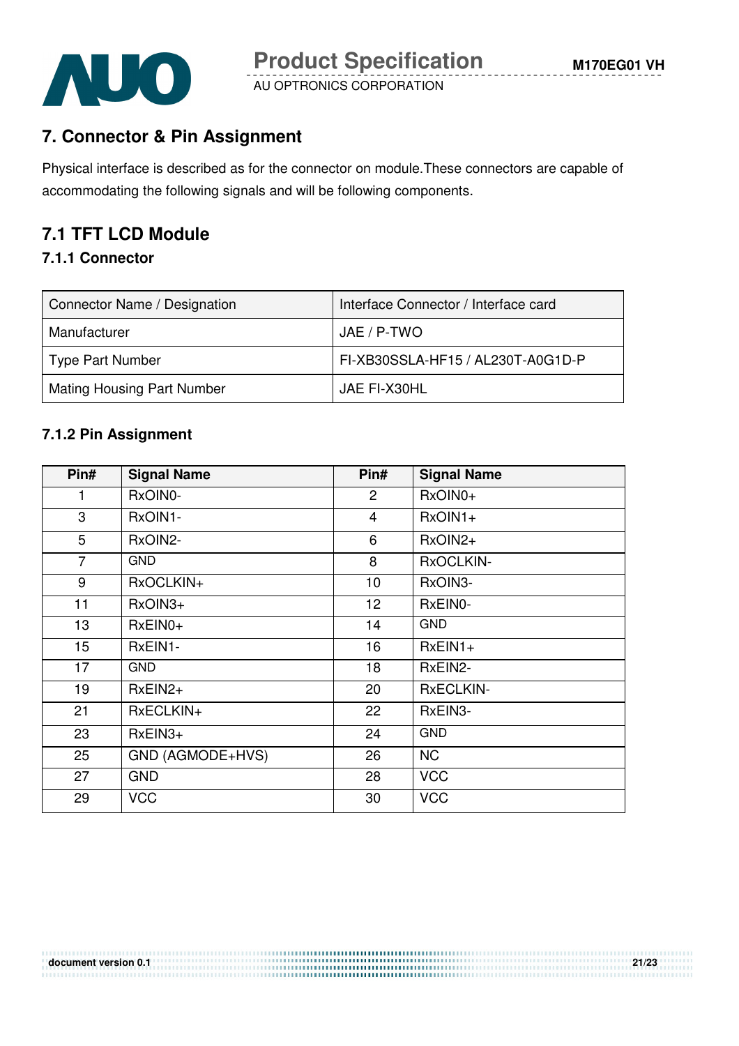## 7. Connector & Pin Assignment

Physical interface is described as for the connector on module.These connectors are capable of accommodating the following signals and will be following components.

## 7.1 TFT LCD Module

### 7.1.1 Connector

| Connector Name / Designation | Interface Connector / Interface card |
|---|---|
| Manufacturer | JAE / P-TWO |
| Type Part Number | FI-XB30SSLA-HF15 / AL230T-A0G1D-P |
| Mating Housing Part Number | JAE FI-X30HL |

### 7.1.2 Pin Assignment

| Pin# | Signal Name | Pin# | Signal Name |
|---|---|---|---|
| 1 | RxOIN0- | 2 | RxOIN0+ |
| 3 | RxOIN1- | 4 | RxOIN1+ |
| 5 | RxOIN2- | 6 | RxOIN2+ |
| 7 | GND | 8 | RxOCLKIN- |
| 9 | RxOCLKIN+ | 10 | RxOIN3- |
| 11 | RxOIN3+ | 12 | RxEIN0- |
| 13 | RxEIN0+ | 14 | GND |
| 15 | RxEIN1- | 16 | RxEIN1+ |
| 17 | GND | 18 | RxEIN2- |
| 19 | RxEIN2+ | 20 | RxECLKIN- |
| 21 | RxECLKIN+ | 22 | RxEIN3- |
| 23 | RxEIN3+ | 24 | GND |
| 25 | GND (AGMODE+HVS) | 26 | NC |
| 27 | GND | 28 | VCC |
| 29 | VCC | 30 | VCC |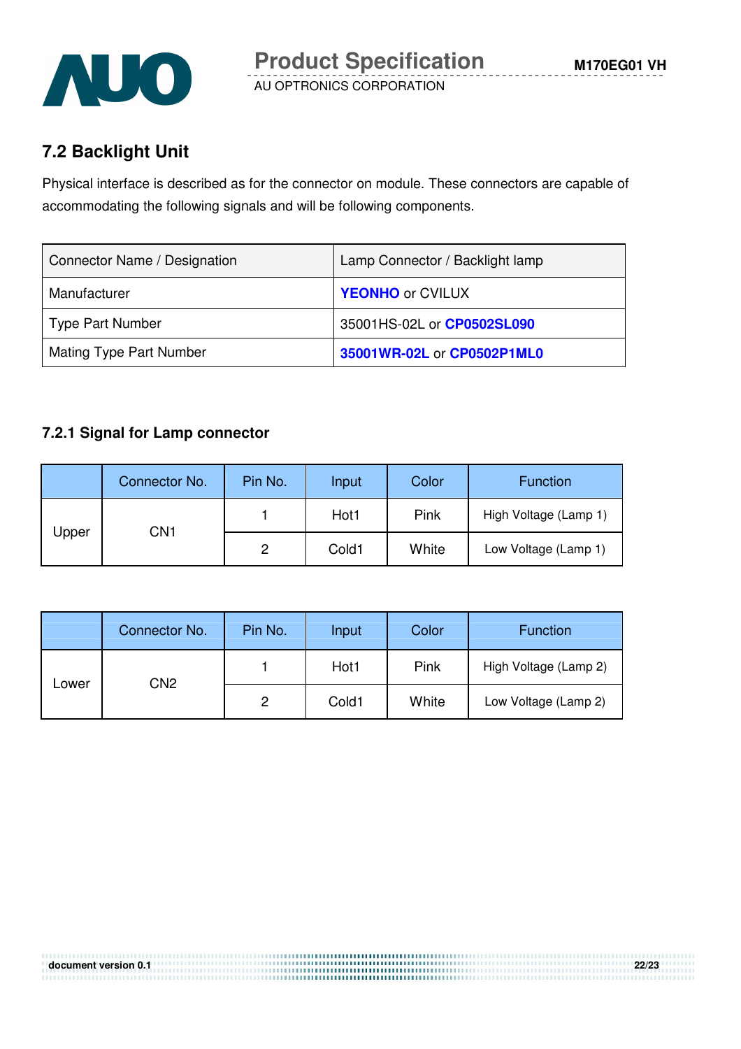## 7.2 Backlight Unit

Physical interface is described as for the connector on module. These connectors are capable of accommodating the following signals and will be following components.

| Connector Name / Designation | Lamp Connector / Backlight lamp |
|---|---|
| Manufacturer | **YEONHO** or CVILUX |
| Type Part Number | 35001HS-02L or **CP0502SL090** |
| Mating Type Part Number | **35001WR-02L** or **CP0502P1ML0** |

### 7.2.1 Signal for Lamp connector

| | Connector No. | Pin No. | Input | Color | Function |
|---|---|---|---|---|---|
| Upper | CN1 | 1 | Hot1 | Pink | High Voltage (Lamp 1) |
| | | 2 | Cold1 | White | Low Voltage (Lamp 1) |

| | Connector No. | Pin No. | Input | Color | Function |
|---|---|---|---|---|---|
| Lower | CN2 | 1 | Hot1 | Pink | High Voltage (Lamp 2) |
| | | 2 | Cold1 | White | Low Voltage (Lamp 2) |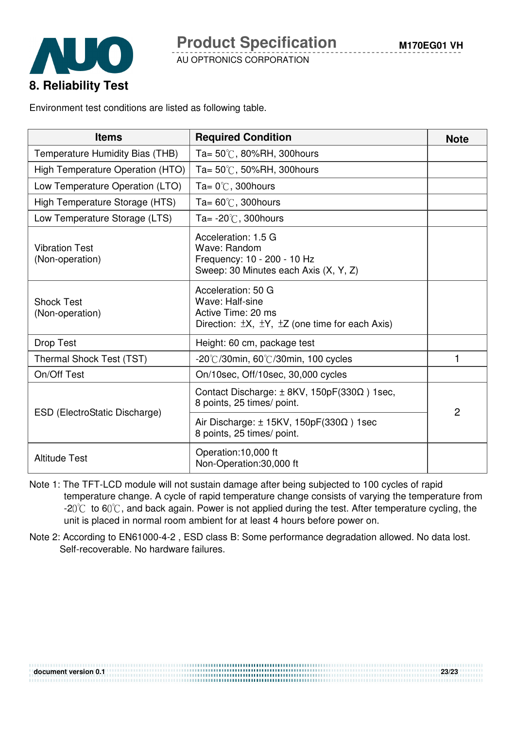## 8. Reliability Test

Environment test conditions are listed as following table.

| Items | Required Condition | Note |
|---|---|---|
| Temperature Humidity Bias (THB) | Ta= 50℃, 80%RH, 300hours | |
| High Temperature Operation (HTO) | Ta= 50℃, 50%RH, 300hours | |
| Low Temperature Operation (LTO) | Ta= 0℃, 300hours | |
| High Temperature Storage (HTS) | Ta= 60℃, 300hours | |
| Low Temperature Storage (LTS) | Ta= -20℃, 300hours | |
| Vibration Test (Non-operation) | Acceleration: 1.5 G<br>Wave: Random<br>Frequency: 10 - 200 - 10 Hz<br>Sweep: 30 Minutes each Axis (X, Y, Z) | |
| Shock Test (Non-operation) | Acceleration: 50 G<br>Wave: Half-sine<br>Active Time: 20 ms<br>Direction: ±X, ±Y, ±Z (one time for each Axis) | |
| Drop Test | Height: 60 cm, package test | |
| Thermal Shock Test (TST) | -20℃/30min, 60℃/30min, 100 cycles | 1 |
| On/Off Test | On/10sec, Off/10sec, 30,000 cycles | |
| ESD (ElectroStatic Discharge) | Contact Discharge: ± 8KV, 150pF(330Ω ) 1sec, 8 points, 25 times/ point. | 2 |
| | Air Discharge: ± 15KV, 150pF(330Ω ) 1sec 8 points, 25 times/ point. | |
| Altitude Test | Operation:10,000 ft<br>Non-Operation:30,000 ft | |

Note 1: The TFT-LCD module will not sustain damage after being subjected to 100 cycles of rapid temperature change. A cycle of rapid temperature change consists of varying the temperature from -20℃ to 60℃, and back again. Power is not applied during the test. After temperature cycling, the unit is placed in normal room ambient for at least 4 hours before power on.

Note 2: According to EN61000-4-2 , ESD class B: Some performance degradation allowed. No data lost. Self-recoverable. No hardware failures.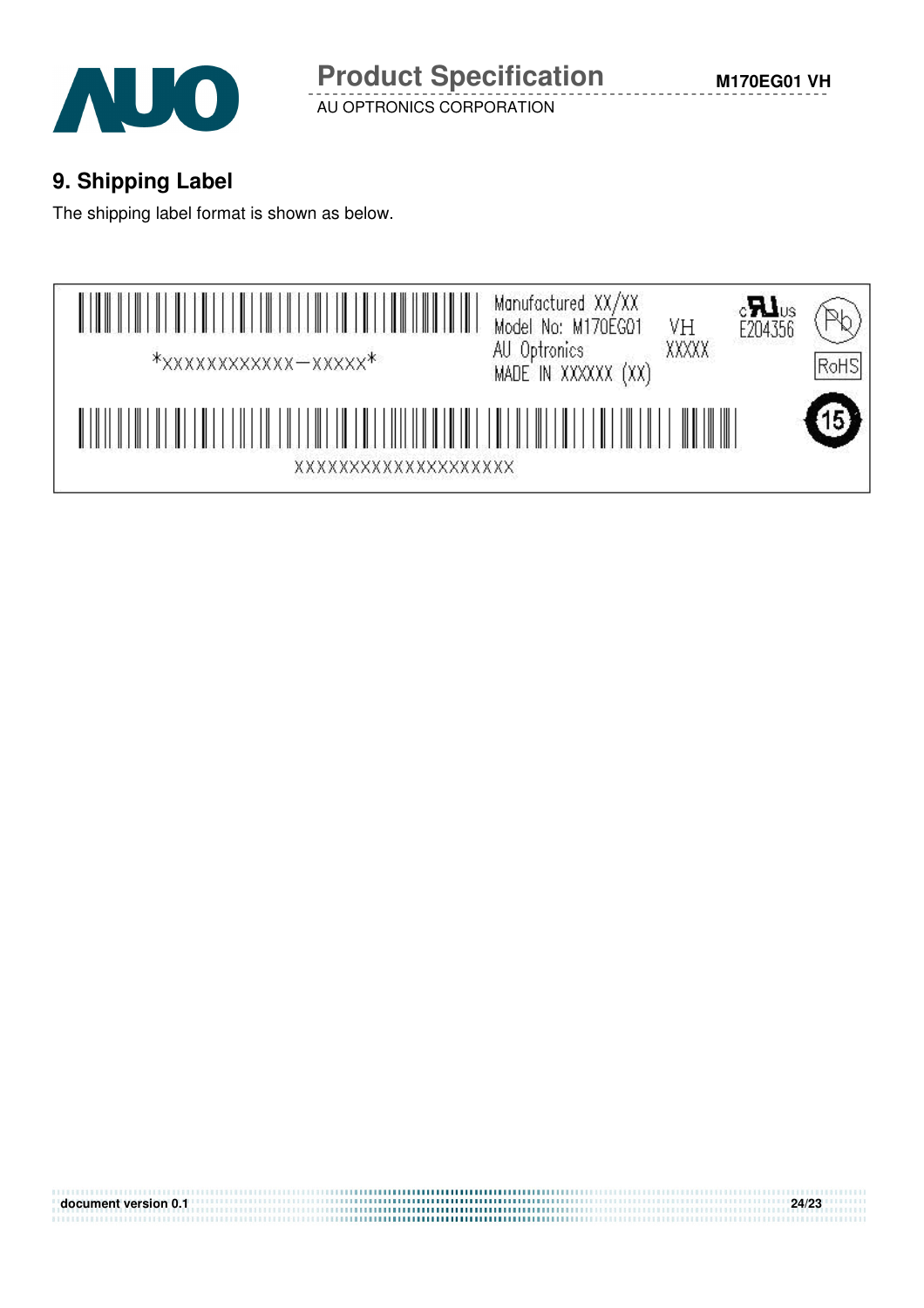## 9. Shipping Label

The shipping label format is shown as below.

*XXXXXXXXXXXX−XXXXX*

Manufactured XX/XX
Model No: M170EG01 VH
AU Optronics XXXXX
MADE IN XXXXXX (XX)

E204356

RoHS

XXXXXXXXXXXXXXXXXXXX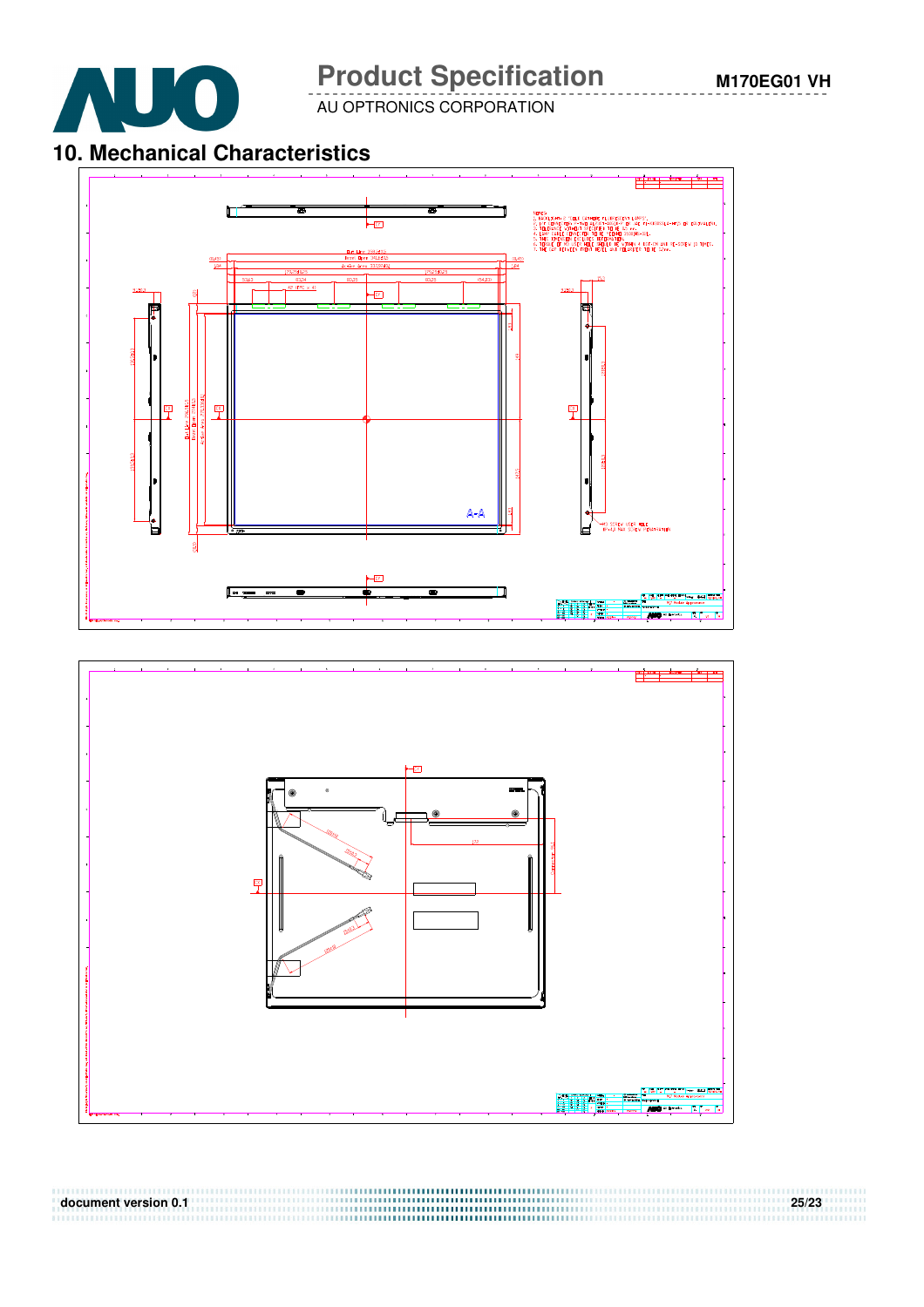## 10. Mechanical Characteristics